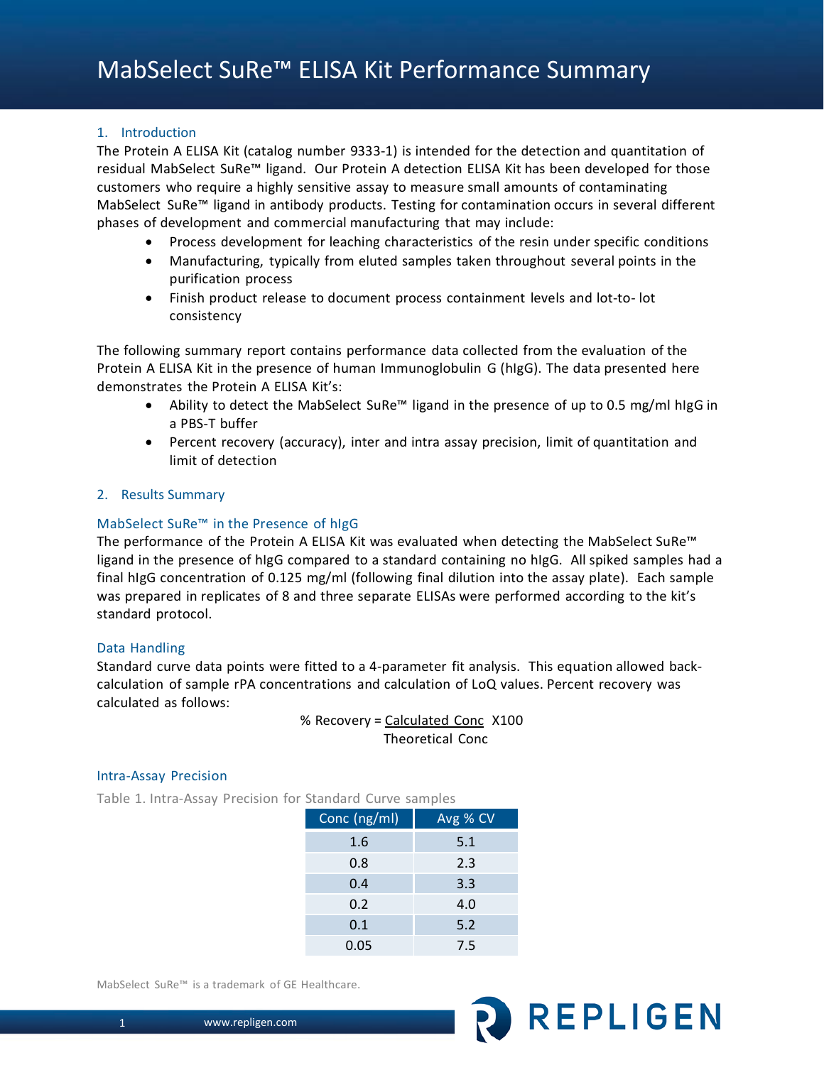# MabSelect SuRe™ ELISA Kit Performance Summary

## 1. Introduction

The Protein A ELISA Kit (catalog number 9333-1) is intended for the detection and quantitation of residual MabSelect SuRe™ ligand. Our Protein A detection ELISA Kit has been developed for those customers who require a highly sensitive assay to measure small amounts of contaminating MabSelect SuRe™ ligand in antibody products. Testing for contamination occurs in several different phases of development and commercial manufacturing that may include:

- Process development for leaching characteristics of the resin under specific conditions
- Manufacturing, typically from eluted samples taken throughout several points in the purification process
- Finish product release to document process containment levels and lot-to- lot consistency

The following summary report contains performance data collected from the evaluation of the Protein A ELISA Kit in the presence of human Immunoglobulin G (hIgG). The data presented here demonstrates the Protein A ELISA Kit's:

- Ability to detect the MabSelect SuRe™ ligand in the presence of up to 0.5 mg/ml hIgG in a PBS-T buffer
- Percent recovery (accuracy), inter and intra assay precision, limit of quantitation and limit of detection

## 2. Results Summary

### MabSelect SuRe™ in the Presence of hIgG

The performance of the Protein A ELISA Kit was evaluated when detecting the MabSelect SuRe™ ligand in the presence of hIgG compared to a standard containing no hIgG. All spiked samples had a final hIgG concentration of 0.125 mg/ml (following final dilution into the assay plate). Each sample was prepared in replicates of 8 and three separate ELISAs were performed according to the kit's standard protocol.

### Data Handling

Standard curve data points were fitted to a 4-parameter fit analysis. This equation allowed back-calculation of sample rPA concentrations and calculation of LoQ values. Percent recovery was calculated as follows:

$$\% \text{ Recovery} = \frac{\text{Calculated Conc}}{\text{Theoretical Conc}} \times 100$$

### Intra-Assay Precision

Table 1. Intra-Assay Precision for Standard Curve samples

| Conc (ng/ml) | Avg % CV |
|---|---|
| 1.6 | 5.1 |
| 0.8 | 2.3 |
| 0.4 | 3.3 |
| 0.2 | 4.0 |
| 0.1 | 5.2 |
| 0.05 | 7.5 |

MabSelect SuRe™ is a trademark of GE Healthcare.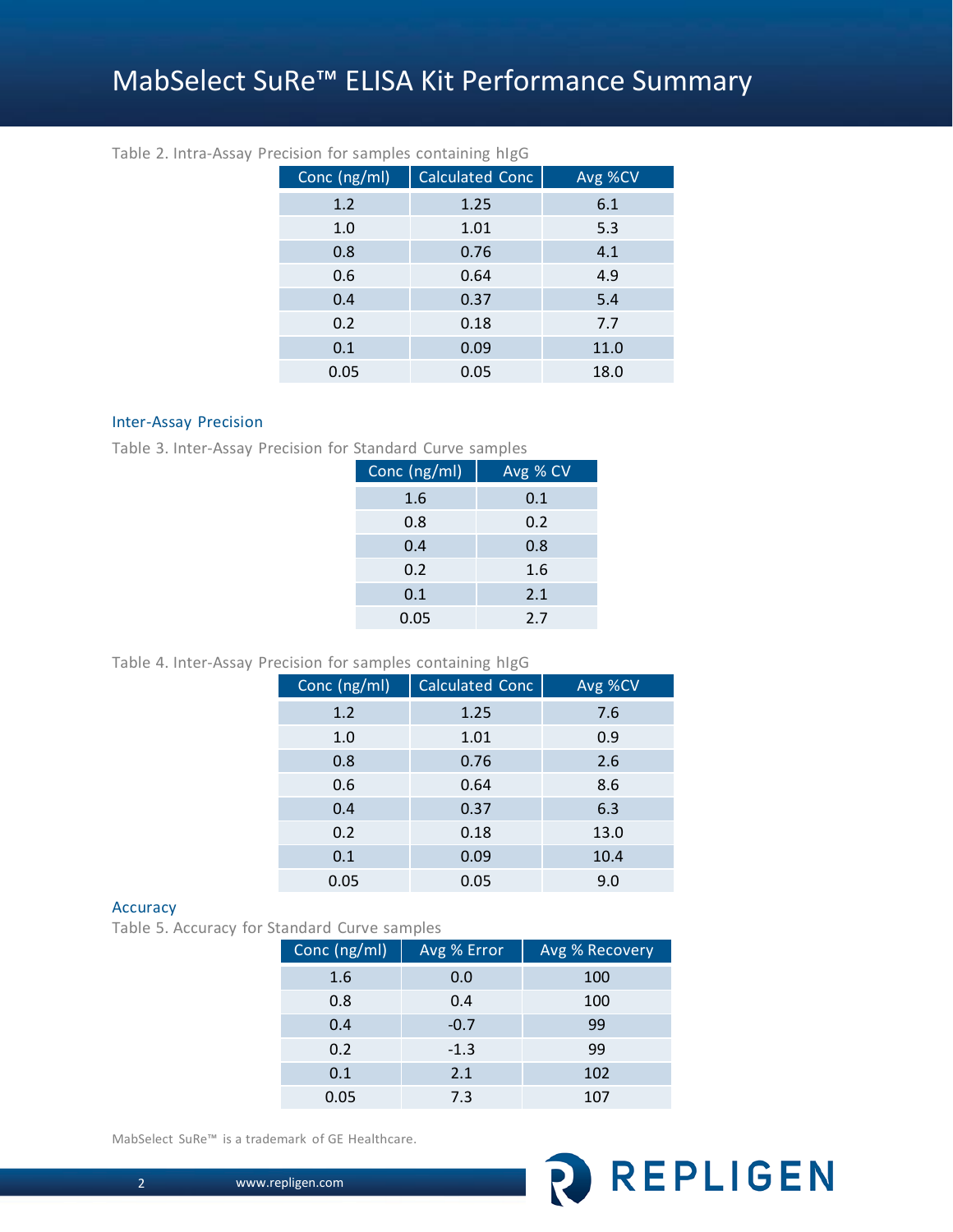# MabSelect SuRe™ ELISA Kit Performance Summary

Table 2. Intra-Assay Precision for samples containing hIgG

| Conc (ng/ml) | Calculated Conc | Avg %CV |
|---|---|---|
| 1.2 | 1.25 | 6.1 |
| 1.0 | 1.01 | 5.3 |
| 0.8 | 0.76 | 4.1 |
| 0.6 | 0.64 | 4.9 |
| 0.4 | 0.37 | 5.4 |
| 0.2 | 0.18 | 7.7 |
| 0.1 | 0.09 | 11.0 |
| 0.05 | 0.05 | 18.0 |

## Inter-Assay Precision

Table 3. Inter-Assay Precision for Standard Curve samples

| Conc (ng/ml) | Avg % CV |
|---|---|
| 1.6 | 0.1 |
| 0.8 | 0.2 |
| 0.4 | 0.8 |
| 0.2 | 1.6 |
| 0.1 | 2.1 |
| 0.05 | 2.7 |

Table 4. Inter-Assay Precision for samples containing hIgG

| Conc (ng/ml) | Calculated Conc | Avg %CV |
|---|---|---|
| 1.2 | 1.25 | 7.6 |
| 1.0 | 1.01 | 0.9 |
| 0.8 | 0.76 | 2.6 |
| 0.6 | 0.64 | 8.6 |
| 0.4 | 0.37 | 6.3 |
| 0.2 | 0.18 | 13.0 |
| 0.1 | 0.09 | 10.4 |
| 0.05 | 0.05 | 9.0 |

## Accuracy

Table 5. Accuracy for Standard Curve samples

| Conc (ng/ml) | Avg % Error | Avg % Recovery |
|---|---|---|
| 1.6 | 0.0 | 100 |
| 0.8 | 0.4 | 100 |
| 0.4 | -0.7 | 99 |
| 0.2 | -1.3 | 99 |
| 0.1 | 2.1 | 102 |
| 0.05 | 7.3 | 107 |

MabSelect SuRe™ is a trademark of GE Healthcare.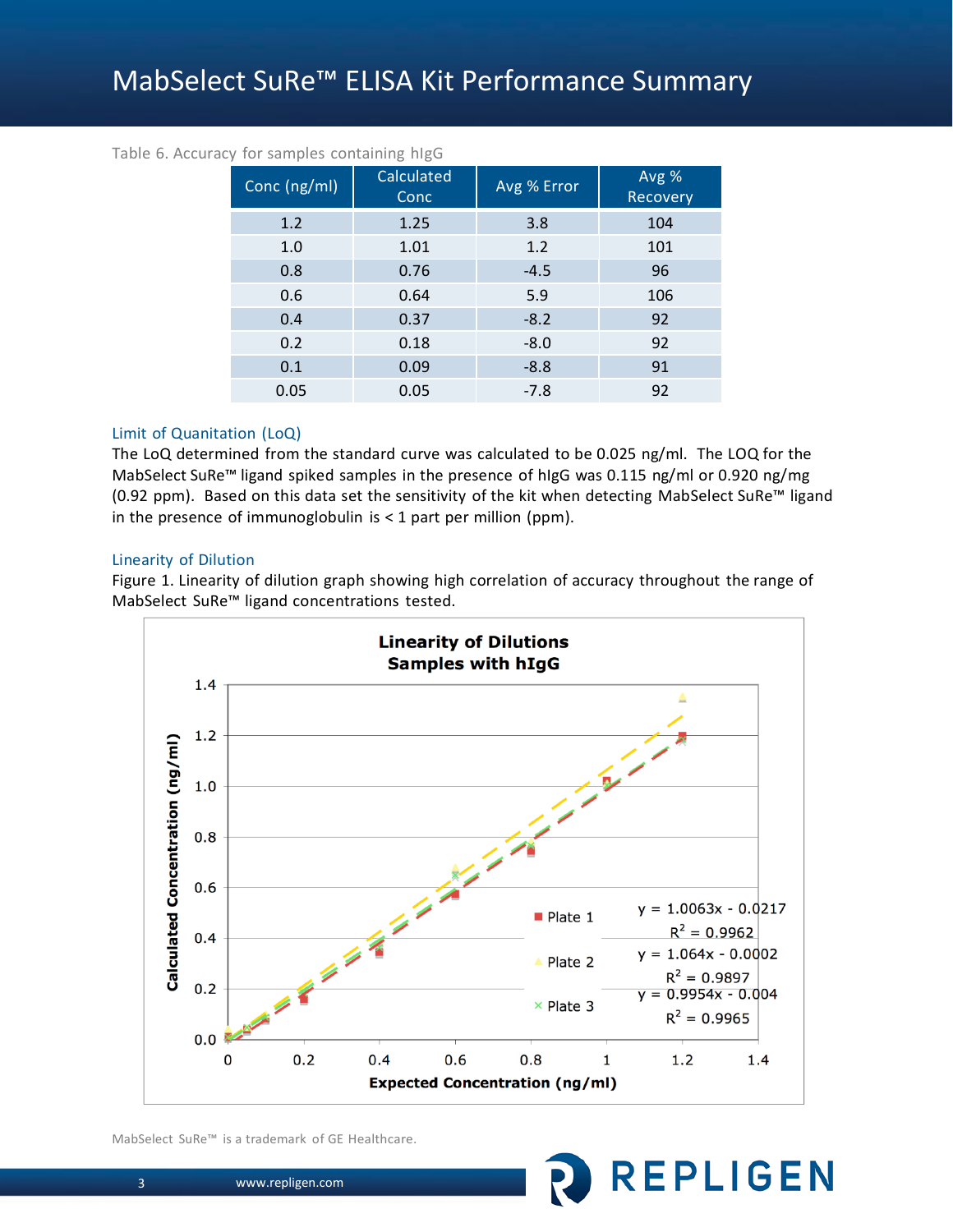# MabSelect SuRe™ ELISA Kit Performance Summary

Table 6. Accuracy for samples containing hIgG

| Conc (ng/ml) | Calculated Conc | Avg % Error | Avg % Recovery |
|---|---|---|---|
| 1.2 | 1.25 | 3.8 | 104 |
| 1.0 | 1.01 | 1.2 | 101 |
| 0.8 | 0.76 | -4.5 | 96 |
| 0.6 | 0.64 | 5.9 | 106 |
| 0.4 | 0.37 | -8.2 | 92 |
| 0.2 | 0.18 | -8.0 | 92 |
| 0.1 | 0.09 | -8.8 | 91 |
| 0.05 | 0.05 | -7.8 | 92 |

## Limit of Quanitation (LoQ)

The LoQ determined from the standard curve was calculated to be 0.025 ng/ml. The LOQ for the MabSelect SuRe™ ligand spiked samples in the presence of hIgG was 0.115 ng/ml or 0.920 ng/mg (0.92 ppm). Based on this data set the sensitivity of the kit when detecting MabSelect SuRe™ ligand in the presence of immunoglobulin is < 1 part per million (ppm).

## Linearity of Dilution

Figure 1. Linearity of dilution graph showing high correlation of accuracy throughout the range of MabSelect SuRe™ ligand concentrations tested.

**Linearity of Dilutions**
**Samples with hIgG**

- Plate 1: $y = 1.0063x - 0.0217$, $R^2 = 0.9962$
- Plate 2: $y = 1.064x - 0.0002$, $R^2 = 0.9897$
- Plate 3: $y = 0.9954x - 0.004$, $R^2 = 0.9965$

Y-axis: Calculated Concentration (ng/ml); X-axis: Expected Concentration (ng/ml)

MabSelect SuRe™ is a trademark of GE Healthcare.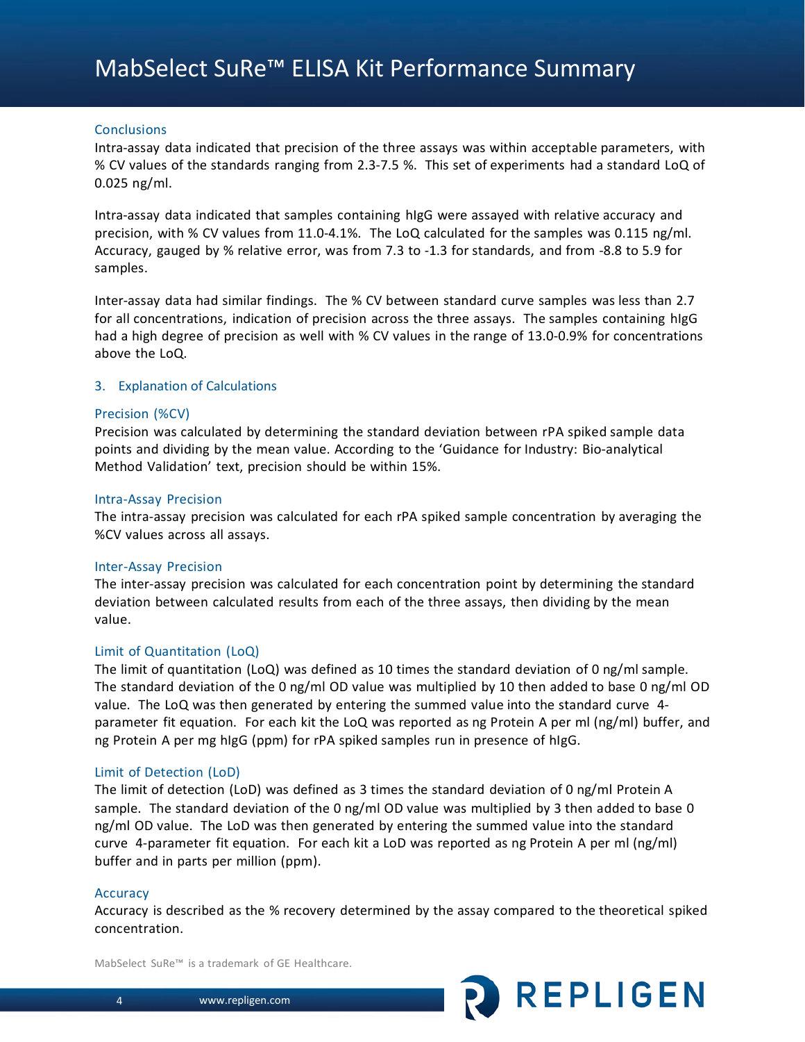### Conclusions

Intra-assay data indicated that precision of the three assays was within acceptable parameters, with % CV values of the standards ranging from 2.3-7.5 %. This set of experiments had a standard LoQ of 0.025 ng/ml.

Intra-assay data indicated that samples containing hIgG were assayed with relative accuracy and precision, with % CV values from 11.0-4.1%. The LoQ calculated for the samples was 0.115 ng/ml. Accuracy, gauged by % relative error, was from 7.3 to -1.3 for standards, and from -8.8 to 5.9 for samples.

Inter-assay data had similar findings. The % CV between standard curve samples was less than 2.7 for all concentrations, indication of precision across the three assays. The samples containing hIgG had a high degree of precision as well with % CV values in the range of 13.0-0.9% for concentrations above the LoQ.

## 3. Explanation of Calculations

### Precision (%CV)

Precision was calculated by determining the standard deviation between rPA spiked sample data points and dividing by the mean value. According to the 'Guidance for Industry: Bio-analytical Method Validation' text, precision should be within 15%.

### Intra-Assay Precision

The intra-assay precision was calculated for each rPA spiked sample concentration by averaging the %CV values across all assays.

### Inter-Assay Precision

The inter-assay precision was calculated for each concentration point by determining the standard deviation between calculated results from each of the three assays, then dividing by the mean value.

### Limit of Quantitation (LoQ)

The limit of quantitation (LoQ) was defined as 10 times the standard deviation of 0 ng/ml sample. The standard deviation of the 0 ng/ml OD value was multiplied by 10 then added to base 0 ng/ml OD value. The LoQ was then generated by entering the summed value into the standard curve 4-parameter fit equation. For each kit the LoQ was reported as ng Protein A per ml (ng/ml) buffer, and ng Protein A per mg hIgG (ppm) for rPA spiked samples run in presence of hIgG.

### Limit of Detection (LoD)

The limit of detection (LoD) was defined as 3 times the standard deviation of 0 ng/ml Protein A sample. The standard deviation of the 0 ng/ml OD value was multiplied by 3 then added to base 0 ng/ml OD value. The LoD was then generated by entering the summed value into the standard curve 4-parameter fit equation. For each kit a LoD was reported as ng Protein A per ml (ng/ml) buffer and in parts per million (ppm).

### Accuracy

Accuracy is described as the % recovery determined by the assay compared to the theoretical spiked concentration.

MabSelect SuRe™ is a trademark of GE Healthcare.